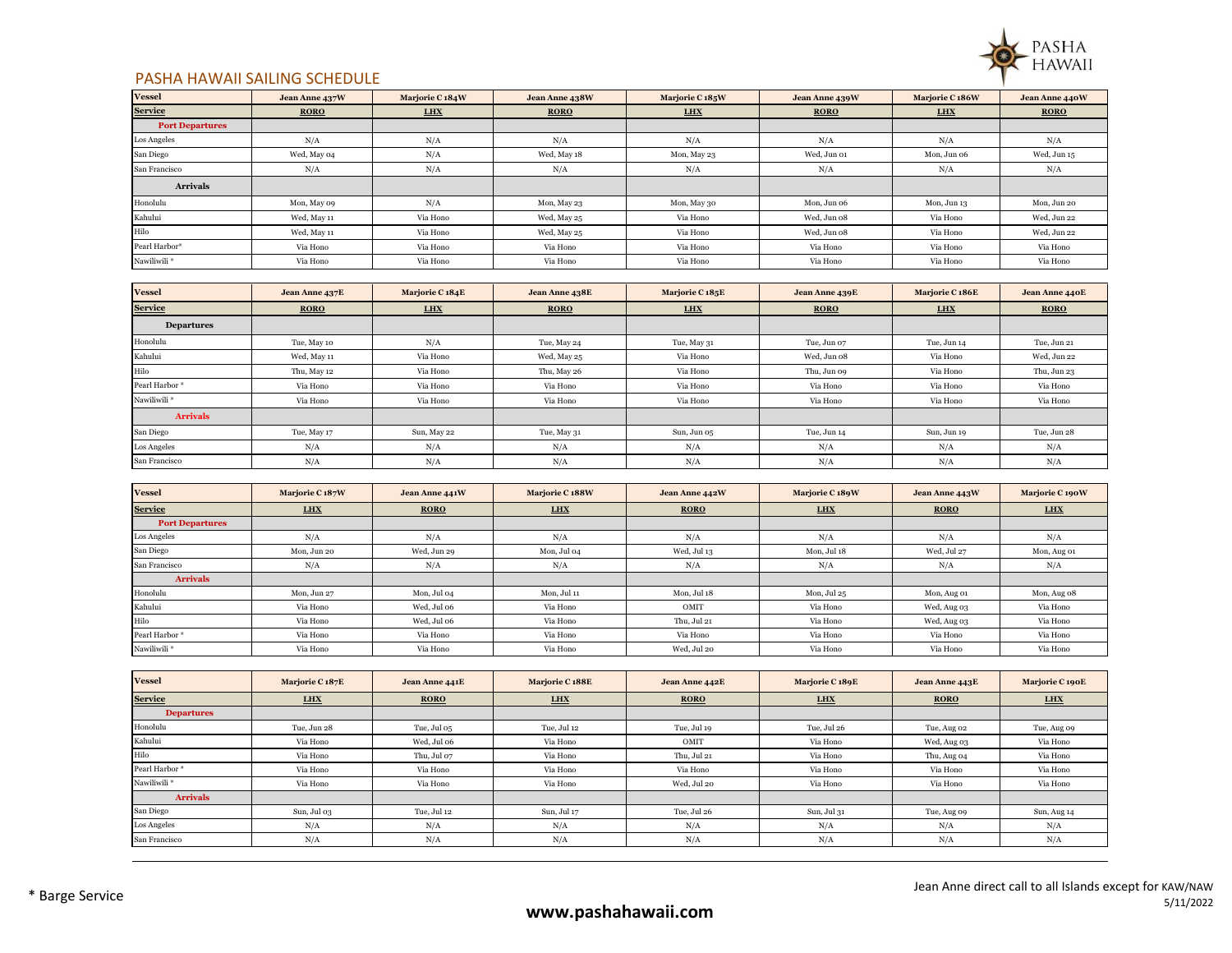# PASHA HAWAII SAILING SCHEDULE

| Vessel | Jean Anne 437W | Marjorie C 184W | Jean Anne 438W | Marjorie C 185W | Jean Anne 439W | Marjorie C 186W | Jean Anne 440W |
|---|---|---|---|---|---|---|---|
| Service | RORO | LHX | RORO | LHX | RORO | LHX | RORO |
| **Port Departures** | | | | | | | |
| Los Angeles | N/A | N/A | N/A | N/A | N/A | N/A | N/A |
| San Diego | Wed, May 04 | N/A | Wed, May 18 | Mon, May 23 | Wed, Jun 01 | Mon, Jun 06 | Wed, Jun 15 |
| San Francisco | N/A | N/A | N/A | N/A | N/A | N/A | N/A |
| **Arrivals** | | | | | | | |
| Honolulu | Mon, May 09 | N/A | Mon, May 23 | Mon, May 30 | Mon, Jun 06 | Mon, Jun 13 | Mon, Jun 20 |
| Kahului | Wed, May 11 | Via Hono | Wed, May 25 | Via Hono | Wed, Jun 08 | Via Hono | Wed, Jun 22 |
| Hilo | Wed, May 11 | Via Hono | Wed, May 25 | Via Hono | Wed, Jun 08 | Via Hono | Wed, Jun 22 |
| Pearl Harbor* | Via Hono | Via Hono | Via Hono | Via Hono | Via Hono | Via Hono | Via Hono |
| Nawiliwili * | Via Hono | Via Hono | Via Hono | Via Hono | Via Hono | Via Hono | Via Hono |

| Vessel | Jean Anne 437E | Marjorie C 184E | Jean Anne 438E | Marjorie C 185E | Jean Anne 439E | Marjorie C 186E | Jean Anne 440E |
|---|---|---|---|---|---|---|---|
| Service | RORO | LHX | RORO | LHX | RORO | LHX | RORO |
| **Departures** | | | | | | | |
| Honolulu | Tue, May 10 | N/A | Tue, May 24 | Tue, May 31 | Tue, Jun 07 | Tue, Jun 14 | Tue, Jun 21 |
| Kahului | Wed, May 11 | Via Hono | Wed, May 25 | Via Hono | Wed, Jun 08 | Via Hono | Wed, Jun 22 |
| Hilo | Thu, May 12 | Via Hono | Thu, May 26 | Via Hono | Thu, Jun 09 | Via Hono | Thu, Jun 23 |
| Pearl Harbor * | Via Hono | Via Hono | Via Hono | Via Hono | Via Hono | Via Hono | Via Hono |
| Nawiliwili * | Via Hono | Via Hono | Via Hono | Via Hono | Via Hono | Via Hono | Via Hono |
| **Arrivals** | | | | | | | |
| San Diego | Tue, May 17 | Sun, May 22 | Tue, May 31 | Sun, Jun 05 | Tue, Jun 14 | Sun, Jun 19 | Tue, Jun 28 |
| Los Angeles | N/A | N/A | N/A | N/A | N/A | N/A | N/A |
| San Francisco | N/A | N/A | N/A | N/A | N/A | N/A | N/A |

| Vessel | Marjorie C 187W | Jean Anne 441W | Marjorie C 188W | Jean Anne 442W | Marjorie C 189W | Jean Anne 443W | Marjorie C 190W |
|---|---|---|---|---|---|---|---|
| Service | LHX | RORO | LHX | RORO | LHX | RORO | LHX |
| **Port Departures** | | | | | | | |
| Los Angeles | N/A | N/A | N/A | N/A | N/A | N/A | N/A |
| San Diego | Mon, Jun 20 | Wed, Jun 29 | Mon, Jul 04 | Wed, Jul 13 | Mon, Jul 18 | Wed, Jul 27 | Mon, Aug 01 |
| San Francisco | N/A | N/A | N/A | N/A | N/A | N/A | N/A |
| **Arrivals** | | | | | | | |
| Honolulu | Mon, Jun 27 | Mon, Jul 04 | Mon, Jul 11 | Mon, Jul 18 | Mon, Jul 25 | Mon, Aug 01 | Mon, Aug 08 |
| Kahului | Via Hono | Wed, Jul 06 | Via Hono | OMIT | Via Hono | Wed, Aug 03 | Via Hono |
| Hilo | Via Hono | Wed, Jul 06 | Via Hono | Thu, Jul 21 | Via Hono | Wed, Aug 03 | Via Hono |
| Pearl Harbor * | Via Hono | Via Hono | Via Hono | Via Hono | Via Hono | Via Hono | Via Hono |
| Nawiliwili * | Via Hono | Via Hono | Via Hono | Wed, Jul 20 | Via Hono | Via Hono | Via Hono |

| Vessel | Marjorie C 187E | Jean Anne 441E | Marjorie C 188E | Jean Anne 442E | Marjorie C 189E | Jean Anne 443E | Marjorie C 190E |
|---|---|---|---|---|---|---|---|
| Service | LHX | RORO | LHX | RORO | LHX | RORO | LHX |
| **Departures** | | | | | | | |
| Honolulu | Tue, Jun 28 | Tue, Jul 05 | Tue, Jul 12 | Tue, Jul 19 | Tue, Jul 26 | Tue, Aug 02 | Tue, Aug 09 |
| Kahului | Via Hono | Wed, Jul 06 | Via Hono | OMIT | Via Hono | Wed, Aug 03 | Via Hono |
| Hilo | Via Hono | Thu, Jul 07 | Via Hono | Thu, Jul 21 | Via Hono | Thu, Aug 04 | Via Hono |
| Pearl Harbor * | Via Hono | Via Hono | Via Hono | Via Hono | Via Hono | Via Hono | Via Hono |
| Nawiliwili * | Via Hono | Via Hono | Via Hono | Wed, Jul 20 | Via Hono | Via Hono | Via Hono |
| **Arrivals** | | | | | | | |
| San Diego | Sun, Jul 03 | Tue, Jul 12 | Sun, Jul 17 | Tue, Jul 26 | Sun, Jul 31 | Tue, Aug 09 | Sun, Aug 14 |
| Los Angeles | N/A | N/A | N/A | N/A | N/A | N/A | N/A |
| San Francisco | N/A | N/A | N/A | N/A | N/A | N/A | N/A |

\* Barge Service

Jean Anne direct call to all Islands except for KAW/NAW

5/11/2022

**www.pashahawaii.com**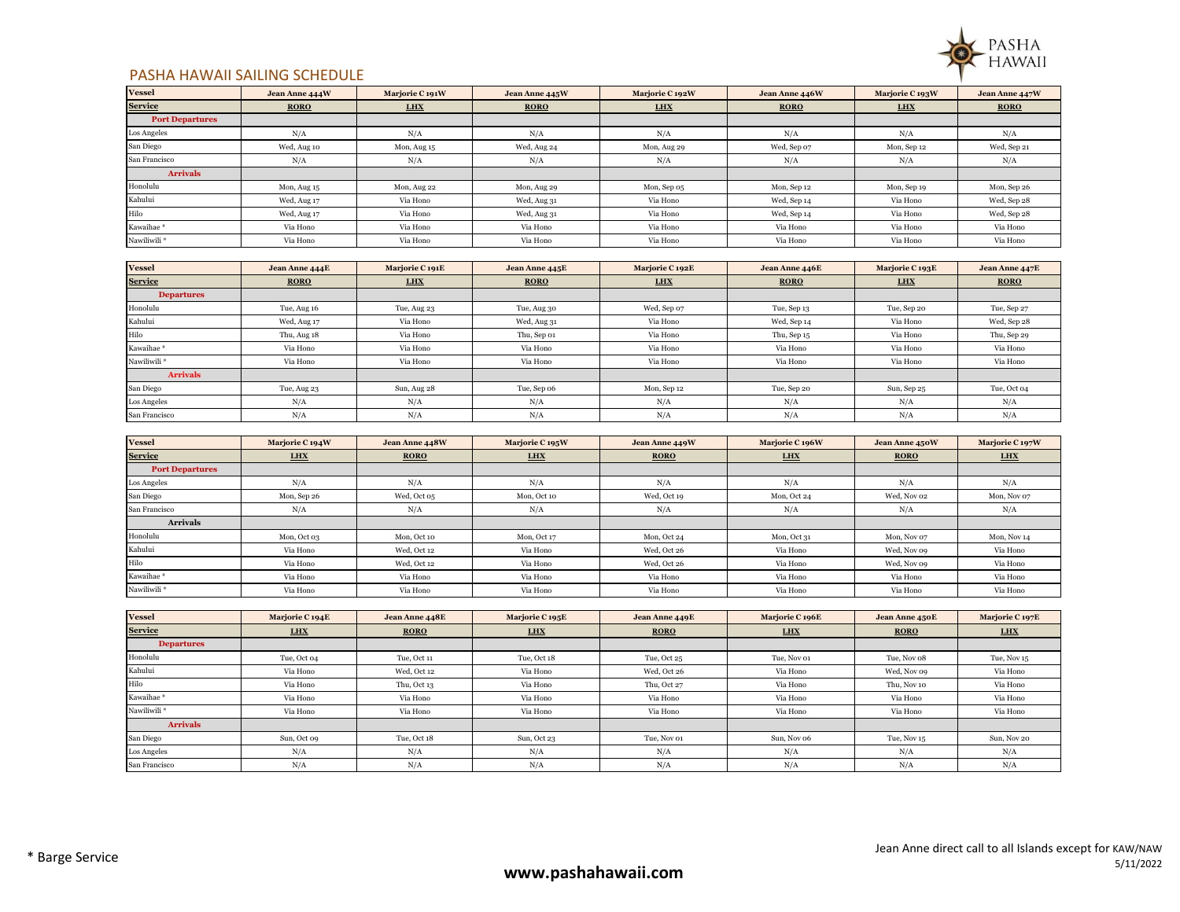## PASHA HAWAII SAILING SCHEDULE

| Vessel | Jean Anne 444W | Marjorie C 191W | Jean Anne 445W | Marjorie C 192W | Jean Anne 446W | Marjorie C 193W | Jean Anne 447W |
|---|---|---|---|---|---|---|---|
| Service | RORO | LHX | RORO | LHX | RORO | LHX | RORO |
| **Port Departures** | | | | | | | |
| Los Angeles | N/A | N/A | N/A | N/A | N/A | N/A | N/A |
| San Diego | Wed, Aug 10 | Mon, Aug 15 | Wed, Aug 24 | Mon, Aug 29 | Wed, Sep 07 | Mon, Sep 12 | Wed, Sep 21 |
| San Francisco | N/A | N/A | N/A | N/A | N/A | N/A | N/A |
| **Arrivals** | | | | | | | |
| Honolulu | Mon, Aug 15 | Mon, Aug 22 | Mon, Aug 29 | Mon, Sep 05 | Mon, Sep 12 | Mon, Sep 19 | Mon, Sep 26 |
| Kahului | Wed, Aug 17 | Via Hono | Wed, Aug 31 | Via Hono | Wed, Sep 14 | Via Hono | Wed, Sep 28 |
| Hilo | Wed, Aug 17 | Via Hono | Wed, Aug 31 | Via Hono | Wed, Sep 14 | Via Hono | Wed, Sep 28 |
| Kawaihae * | Via Hono | Via Hono | Via Hono | Via Hono | Via Hono | Via Hono | Via Hono |
| Nawiliwili * | Via Hono | Via Hono | Via Hono | Via Hono | Via Hono | Via Hono | Via Hono |

| Vessel | Jean Anne 444E | Marjorie C 191E | Jean Anne 445E | Marjorie C 192E | Jean Anne 446E | Marjorie C 193E | Jean Anne 447E |
|---|---|---|---|---|---|---|---|
| Service | RORO | LHX | RORO | LHX | RORO | LHX | RORO |
| **Departures** | | | | | | | |
| Honolulu | Tue, Aug 16 | Tue, Aug 23 | Tue, Aug 30 | Wed, Sep 07 | Tue, Sep 13 | Tue, Sep 20 | Tue, Sep 27 |
| Kahului | Wed, Aug 17 | Via Hono | Wed, Aug 31 | Via Hono | Wed, Sep 14 | Via Hono | Wed, Sep 28 |
| Hilo | Thu, Aug 18 | Via Hono | Thu, Sep 01 | Via Hono | Thu, Sep 15 | Via Hono | Thu, Sep 29 |
| Kawaihae * | Via Hono | Via Hono | Via Hono | Via Hono | Via Hono | Via Hono | Via Hono |
| Nawiliwili * | Via Hono | Via Hono | Via Hono | Via Hono | Via Hono | Via Hono | Via Hono |
| **Arrivals** | | | | | | | |
| San Diego | Tue, Aug 23 | Sun, Aug 28 | Tue, Sep 06 | Mon, Sep 12 | Tue, Sep 20 | Sun, Sep 25 | Tue, Oct 04 |
| Los Angeles | N/A | N/A | N/A | N/A | N/A | N/A | N/A |
| San Francisco | N/A | N/A | N/A | N/A | N/A | N/A | N/A |

| Vessel | Marjorie C 194W | Jean Anne 448W | Marjorie C 195W | Jean Anne 449W | Marjorie C 196W | Jean Anne 450W | Marjorie C 197W |
|---|---|---|---|---|---|---|---|
| Service | LHX | RORO | LHX | RORO | LHX | RORO | LHX |
| **Port Departures** | | | | | | | |
| Los Angeles | N/A | N/A | N/A | N/A | N/A | N/A | N/A |
| San Diego | Mon, Sep 26 | Wed, Oct 05 | Mon, Oct 10 | Wed, Oct 19 | Mon, Oct 24 | Wed, Nov 02 | Mon, Nov 07 |
| San Francisco | N/A | N/A | N/A | N/A | N/A | N/A | N/A |
| **Arrivals** | | | | | | | |
| Honolulu | Mon, Oct 03 | Mon, Oct 10 | Mon, Oct 17 | Mon, Oct 24 | Mon, Oct 31 | Mon, Nov 07 | Mon, Nov 14 |
| Kahului | Via Hono | Wed, Oct 12 | Via Hono | Wed, Oct 26 | Via Hono | Wed, Nov 09 | Via Hono |
| Hilo | Via Hono | Wed, Oct 12 | Via Hono | Wed, Oct 26 | Via Hono | Wed, Nov 09 | Via Hono |
| Kawaihae * | Via Hono | Via Hono | Via Hono | Via Hono | Via Hono | Via Hono | Via Hono |
| Nawiliwili * | Via Hono | Via Hono | Via Hono | Via Hono | Via Hono | Via Hono | Via Hono |

| Vessel | Marjorie C 194E | Jean Anne 448E | Marjorie C 195E | Jean Anne 449E | Marjorie C 196E | Jean Anne 450E | Marjorie C 197E |
|---|---|---|---|---|---|---|---|
| Service | LHX | RORO | LHX | RORO | LHX | RORO | LHX |
| **Departures** | | | | | | | |
| Honolulu | Tue, Oct 04 | Tue, Oct 11 | Tue, Oct 18 | Tue, Oct 25 | Tue, Nov 01 | Tue, Nov 08 | Tue, Nov 15 |
| Kahului | Via Hono | Wed, Oct 12 | Via Hono | Wed, Oct 26 | Via Hono | Wed, Nov 09 | Via Hono |
| Hilo | Via Hono | Thu, Oct 13 | Via Hono | Thu, Oct 27 | Via Hono | Thu, Nov 10 | Via Hono |
| Kawaihae * | Via Hono | Via Hono | Via Hono | Via Hono | Via Hono | Via Hono | Via Hono |
| Nawiliwili * | Via Hono | Via Hono | Via Hono | Via Hono | Via Hono | Via Hono | Via Hono |
| **Arrivals** | | | | | | | |
| San Diego | Sun, Oct 09 | Tue, Oct 18 | Sun, Oct 23 | Tue, Nov 01 | Sun, Nov 06 | Tue, Nov 15 | Sun, Nov 20 |
| Los Angeles | N/A | N/A | N/A | N/A | N/A | N/A | N/A |
| San Francisco | N/A | N/A | N/A | N/A | N/A | N/A | N/A |

\* Barge Service

Jean Anne direct call to all Islands except for KAW/NAW

5/11/2022

**www.pashahawaii.com**